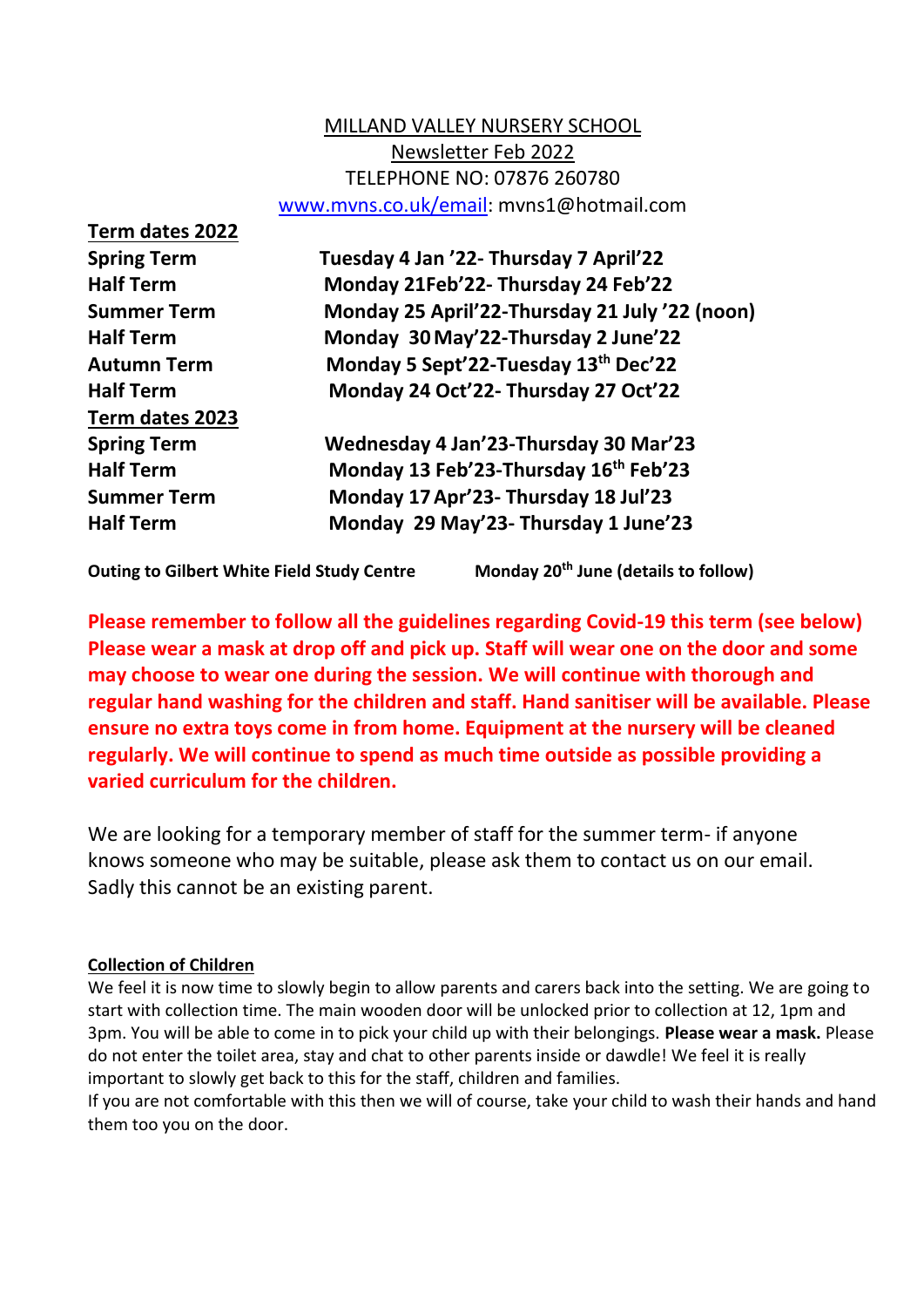MILLAND VALLEY NURSERY SCHOOL

Newsletter Feb 2022

TELEPHONE NO: 07876 260780

www.mvns.co.uk/email: mvns1@hotmail.com

| **Term dates 2022** | |
| --- | --- |
| **Spring Term** | **Tuesday 4 Jan '22- Thursday 7 April'22** |
| **Half Term** | **Monday 21Feb'22- Thursday 24 Feb'22** |
| **Summer Term** | **Monday 25 April'22-Thursday 21 July '22 (noon)** |
| **Half Term** | **Monday 30 May'22-Thursday 2 June'22** |
| **Autumn Term** | **Monday 5 Sept'22-Tuesday 13th Dec'22** |
| **Half Term** | **Monday 24 Oct'22- Thursday 27 Oct'22** |
| **Term dates 2023** | |
| **Spring Term** | **Wednesday 4 Jan'23-Thursday 30 Mar'23** |
| **Half Term** | **Monday 13 Feb'23-Thursday 16th Feb'23** |
| **Summer Term** | **Monday 17 Apr'23- Thursday 18 Jul'23** |
| **Half Term** | **Monday 29 May'23- Thursday 1 June'23** |

**Outing to Gilbert White Field Study Centre** **Monday 20th June (details to follow)**

**Please remember to follow all the guidelines regarding Covid-19 this term (see below) Please wear a mask at drop off and pick up. Staff will wear one on the door and some may choose to wear one during the session. We will continue with thorough and regular hand washing for the children and staff. Hand sanitiser will be available. Please ensure no extra toys come in from home. Equipment at the nursery will be cleaned regularly. We will continue to spend as much time outside as possible providing a varied curriculum for the children.**

We are looking for a temporary member of staff for the summer term- if anyone knows someone who may be suitable, please ask them to contact us on our email. Sadly this cannot be an existing parent.

**Collection of Children**

We feel it is now time to slowly begin to allow parents and carers back into the setting. We are going to start with collection time. The main wooden door will be unlocked prior to collection at 12, 1pm and 3pm. You will be able to come in to pick your child up with their belongings. **Please wear a mask.** Please do not enter the toilet area, stay and chat to other parents inside or dawdle! We feel it is really important to slowly get back to this for the staff, children and families.

If you are not comfortable with this then we will of course, take your child to wash their hands and hand them too you on the door.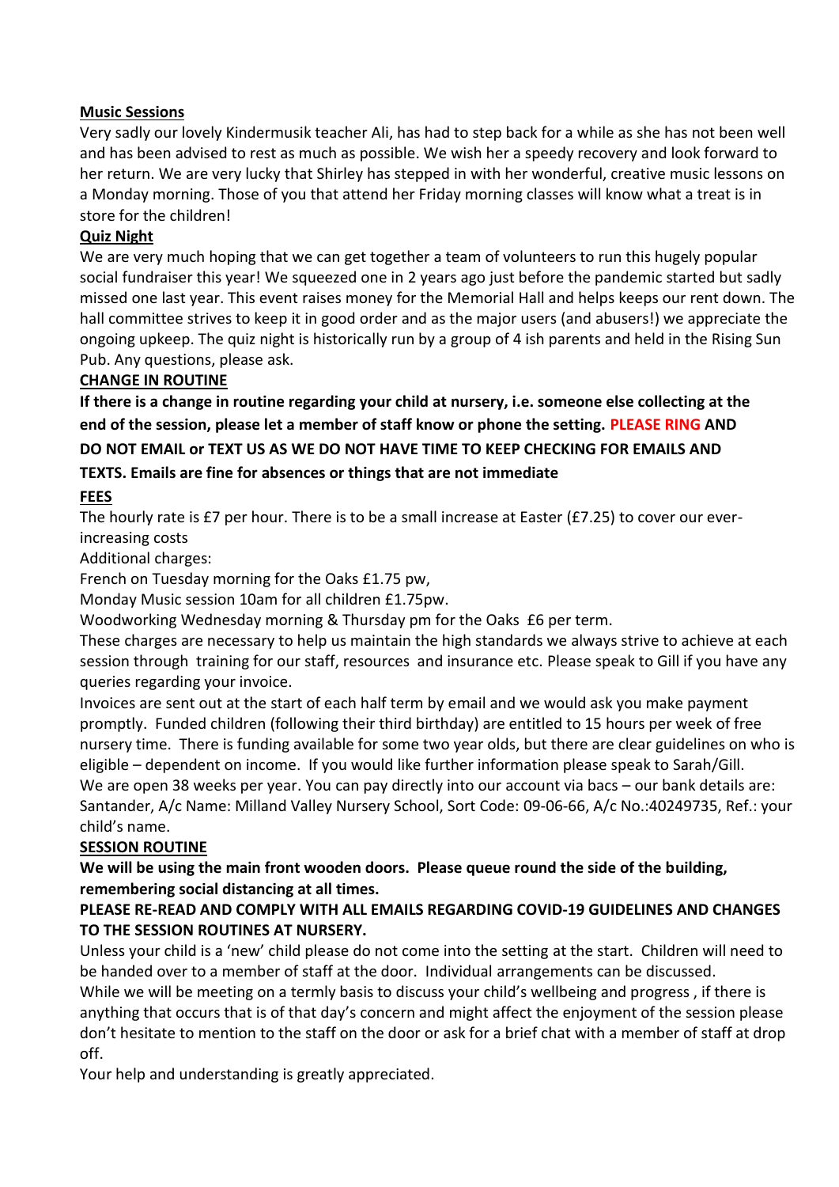**Music Sessions**

Very sadly our lovely Kindermusik teacher Ali, has had to step back for a while as she has not been well and has been advised to rest as much as possible. We wish her a speedy recovery and look forward to her return. We are very lucky that Shirley has stepped in with her wonderful, creative music lessons on a Monday morning. Those of you that attend her Friday morning classes will know what a treat is in store for the children!

**Quiz Night**

We are very much hoping that we can get together a team of volunteers to run this hugely popular social fundraiser this year! We squeezed one in 2 years ago just before the pandemic started but sadly missed one last year. This event raises money for the Memorial Hall and helps keeps our rent down. The hall committee strives to keep it in good order and as the major users (and abusers!) we appreciate the ongoing upkeep. The quiz night is historically run by a group of 4 ish parents and held in the Rising Sun Pub. Any questions, please ask.

**CHANGE IN ROUTINE**

**If there is a change in routine regarding your child at nursery, i.e. someone else collecting at the end of the session, please let a member of staff know or phone the setting. PLEASE RING AND DO NOT EMAIL or TEXT US AS WE DO NOT HAVE TIME TO KEEP CHECKING FOR EMAILS AND TEXTS. Emails are fine for absences or things that are not immediate**

**FEES**

The hourly rate is £7 per hour. There is to be a small increase at Easter (£7.25) to cover our ever-increasing costs

Additional charges:

French on Tuesday morning for the Oaks £1.75 pw,

Monday Music session 10am for all children £1.75pw.

Woodworking Wednesday morning & Thursday pm for the Oaks £6 per term.

These charges are necessary to help us maintain the high standards we always strive to achieve at each session through training for our staff, resources and insurance etc. Please speak to Gill if you have any queries regarding your invoice.

Invoices are sent out at the start of each half term by email and we would ask you make payment promptly. Funded children (following their third birthday) are entitled to 15 hours per week of free nursery time. There is funding available for some two year olds, but there are clear guidelines on who is eligible – dependent on income. If you would like further information please speak to Sarah/Gill.

We are open 38 weeks per year. You can pay directly into our account via bacs – our bank details are: Santander, A/c Name: Milland Valley Nursery School, Sort Code: 09-06-66, A/c No.:40249735, Ref.: your child's name.

**SESSION ROUTINE**

**We will be using the main front wooden doors. Please queue round the side of the building, remembering social distancing at all times.**

**PLEASE RE-READ AND COMPLY WITH ALL EMAILS REGARDING COVID-19 GUIDELINES AND CHANGES TO THE SESSION ROUTINES AT NURSERY.**

Unless your child is a 'new' child please do not come into the setting at the start. Children will need to be handed over to a member of staff at the door. Individual arrangements can be discussed.

While we will be meeting on a termly basis to discuss your child's wellbeing and progress , if there is anything that occurs that is of that day's concern and might affect the enjoyment of the session please don't hesitate to mention to the staff on the door or ask for a brief chat with a member of staff at drop off.

Your help and understanding is greatly appreciated.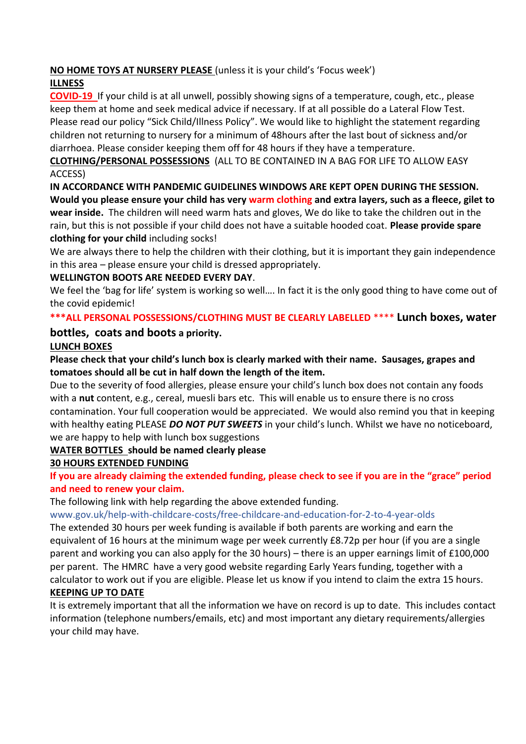**NO HOME TOYS AT NURSERY PLEASE** (unless it is your child's 'Focus week')

**ILLNESS**

**COVID-19** If your child is at all unwell, possibly showing signs of a temperature, cough, etc., please keep them at home and seek medical advice if necessary. If at all possible do a Lateral Flow Test. Please read our policy "Sick Child/Illness Policy". We would like to highlight the statement regarding children not returning to nursery for a minimum of 48hours after the last bout of sickness and/or diarrhoea. Please consider keeping them off for 48 hours if they have a temperature.

**CLOTHING/PERSONAL POSSESSIONS** (ALL TO BE CONTAINED IN A BAG FOR LIFE TO ALLOW EASY ACCESS)

**IN ACCORDANCE WITH PANDEMIC GUIDELINES WINDOWS ARE KEPT OPEN DURING THE SESSION. Would you please ensure your child has very warm clothing and extra layers, such as a fleece, gilet to wear inside.** The children will need warm hats and gloves, We do like to take the children out in the rain, but this is not possible if your child does not have a suitable hooded coat. **Please provide spare clothing for your child** including socks!

We are always there to help the children with their clothing, but it is important they gain independence in this area – please ensure your child is dressed appropriately.

**WELLINGTON BOOTS ARE NEEDED EVERY DAY**.

We feel the 'bag for life' system is working so well…. In fact it is the only good thing to have come out of the covid epidemic!

**\*\*\*ALL PERSONAL POSSESSIONS/CLOTHING MUST BE CLEARLY LABELLED \*\*\*\* Lunch boxes, water bottles, coats and boots a priority.**

**LUNCH BOXES**

**Please check that your child's lunch box is clearly marked with their name. Sausages, grapes and tomatoes should all be cut in half down the length of the item.**

Due to the severity of food allergies, please ensure your child's lunch box does not contain any foods with a **nut** content, e.g., cereal, muesli bars etc. This will enable us to ensure there is no cross contamination. Your full cooperation would be appreciated. We would also remind you that in keeping with healthy eating PLEASE ***DO NOT PUT SWEETS*** in your child's lunch. Whilst we have no noticeboard, we are happy to help with lunch box suggestions

**WATER BOTTLES should be named clearly please**

**30 HOURS EXTENDED FUNDING**

**If you are already claiming the extended funding, please check to see if you are in the "grace" period and need to renew your claim.**

The following link with help regarding the above extended funding.

www.gov.uk/help-with-childcare-costs/free-childcare-and-education-for-2-to-4-year-olds

The extended 30 hours per week funding is available if both parents are working and earn the equivalent of 16 hours at the minimum wage per week currently £8.72p per hour (if you are a single parent and working you can also apply for the 30 hours) – there is an upper earnings limit of £100,000 per parent. The HMRC have a very good website regarding Early Years funding, together with a calculator to work out if you are eligible. Please let us know if you intend to claim the extra 15 hours.

**KEEPING UP TO DATE**

It is extremely important that all the information we have on record is up to date. This includes contact information (telephone numbers/emails, etc) and most important any dietary requirements/allergies your child may have.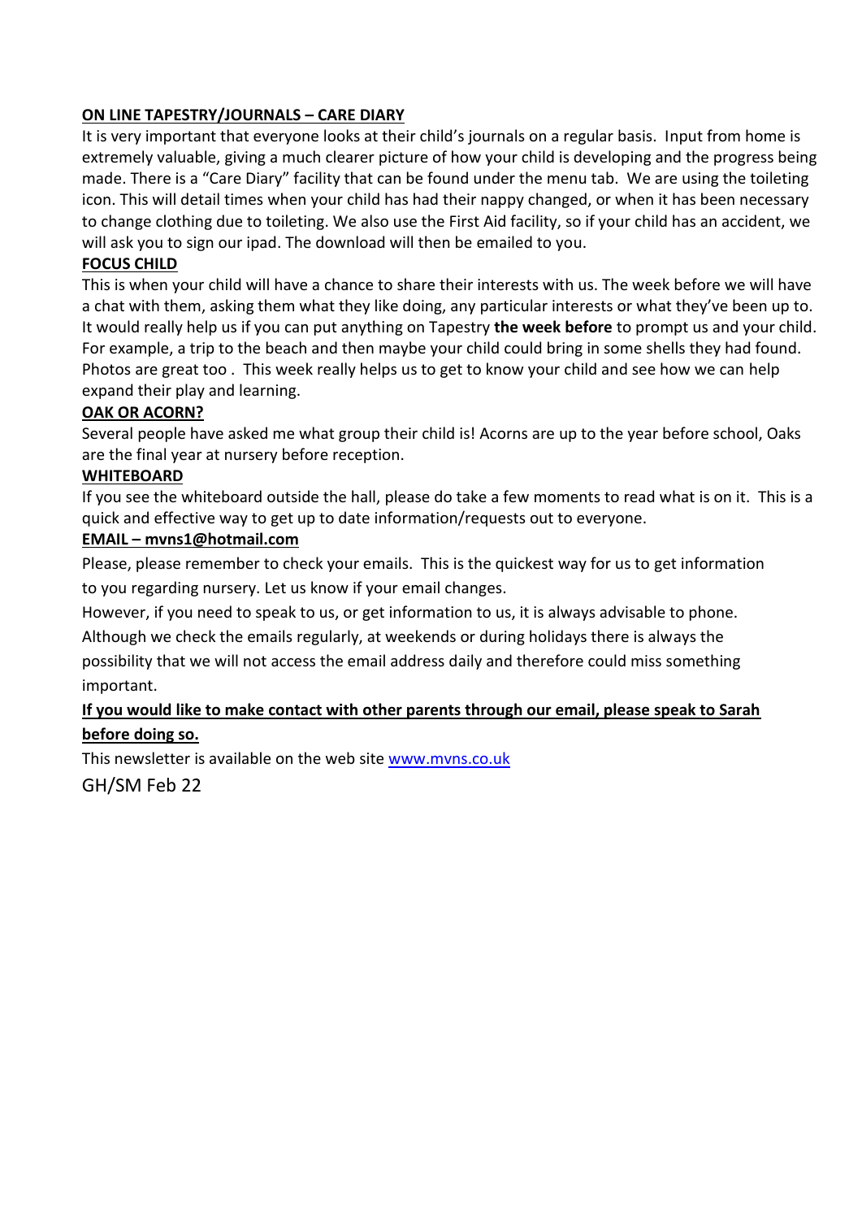**ON LINE TAPESTRY/JOURNALS – CARE DIARY**

It is very important that everyone looks at their child's journals on a regular basis. Input from home is extremely valuable, giving a much clearer picture of how your child is developing and the progress being made. There is a "Care Diary" facility that can be found under the menu tab. We are using the toileting icon. This will detail times when your child has had their nappy changed, or when it has been necessary to change clothing due to toileting. We also use the First Aid facility, so if your child has an accident, we will ask you to sign our ipad. The download will then be emailed to you.

**FOCUS CHILD**

This is when your child will have a chance to share their interests with us. The week before we will have a chat with them, asking them what they like doing, any particular interests or what they've been up to. It would really help us if you can put anything on Tapestry **the week before** to prompt us and your child. For example, a trip to the beach and then maybe your child could bring in some shells they had found. Photos are great too . This week really helps us to get to know your child and see how we can help expand their play and learning.

**OAK OR ACORN?**

Several people have asked me what group their child is! Acorns are up to the year before school, Oaks are the final year at nursery before reception.

**WHITEBOARD**

If you see the whiteboard outside the hall, please do take a few moments to read what is on it. This is a quick and effective way to get up to date information/requests out to everyone.

**EMAIL – mvns1@hotmail.com**

Please, please remember to check your emails. This is the quickest way for us to get information to you regarding nursery. Let us know if your email changes.

However, if you need to speak to us, or get information to us, it is always advisable to phone. Although we check the emails regularly, at weekends or during holidays there is always the possibility that we will not access the email address daily and therefore could miss something important.

**If you would like to make contact with other parents through our email, please speak to Sarah before doing so.**

This newsletter is available on the web site www.mvns.co.uk

GH/SM Feb 22